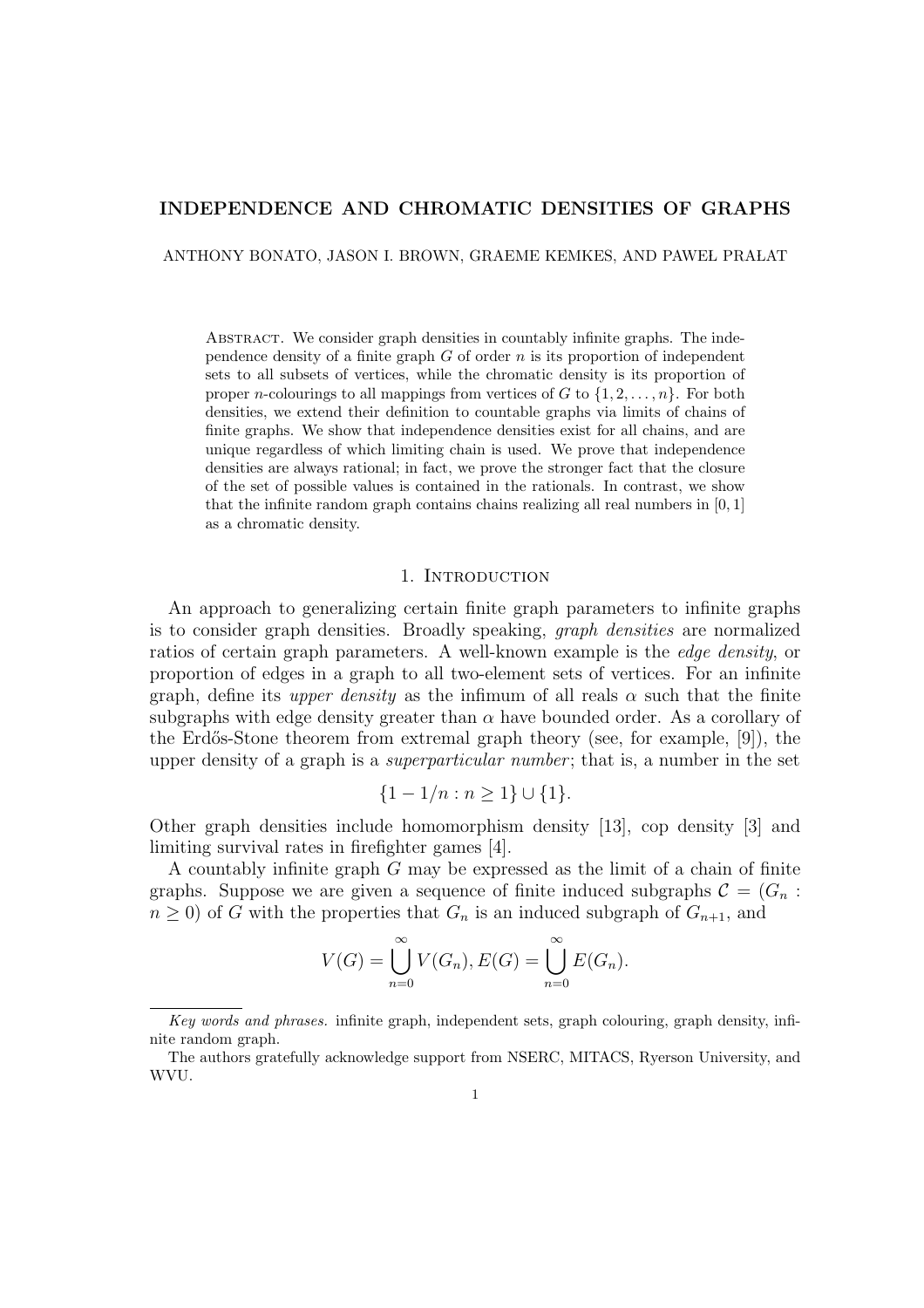# INDEPENDENCE AND CHROMATIC DENSITIES OF GRAPHS

ANTHONY BONATO, JASON I. BROWN, GRAEME KEMKES, AND PAWEŁ PRAŁAT

ABSTRACT. We consider graph densities in countably infinite graphs. The independence density of a finite graph $G$ of order $n$ is its proportion of independent sets to all subsets of vertices, while the chromatic density is its proportion of proper $n$-colourings to all mappings from vertices of $G$ to $\{1, 2, \ldots, n\}$. For both densities, we extend their definition to countable graphs via limits of chains of finite graphs. We show that independence densities exist for all chains, and are unique regardless of which limiting chain is used. We prove that independence densities are always rational; in fact, we prove the stronger fact that the closure of the set of possible values is contained in the rationals. In contrast, we show that the infinite random graph contains chains realizing all real numbers in $[0, 1]$ as a chromatic density.

## 1. INTRODUCTION

An approach to generalizing certain finite graph parameters to infinite graphs is to consider graph densities. Broadly speaking, *graph densities* are normalized ratios of certain graph parameters. A well-known example is the *edge density*, or proportion of edges in a graph to all two-element sets of vertices. For an infinite graph, define its *upper density* as the infimum of all reals $\alpha$ such that the finite subgraphs with edge density greater than $\alpha$ have bounded order. As a corollary of the Erdős-Stone theorem from extremal graph theory (see, for example, [9]), the upper density of a graph is a *superparticular number*; that is, a number in the set

$$\{1 - 1/n : n \geq 1\} \cup \{1\}.$$

Other graph densities include homomorphism density [13], cop density [3] and limiting survival rates in firefighter games [4].

A countably infinite graph $G$ may be expressed as the limit of a chain of finite graphs. Suppose we are given a sequence of finite induced subgraphs $\mathcal{C} = (G_n : n \geq 0)$ of $G$ with the properties that $G_n$ is an induced subgraph of $G_{n+1}$, and

$$V(G) = \bigcup_{n=0}^{\infty} V(G_n), E(G) = \bigcup_{n=0}^{\infty} E(G_n).$$

---

*Key words and phrases.* infinite graph, independent sets, graph colouring, graph density, infinite random graph.

The authors gratefully acknowledge support from NSERC, MITACS, Ryerson University, and WVU.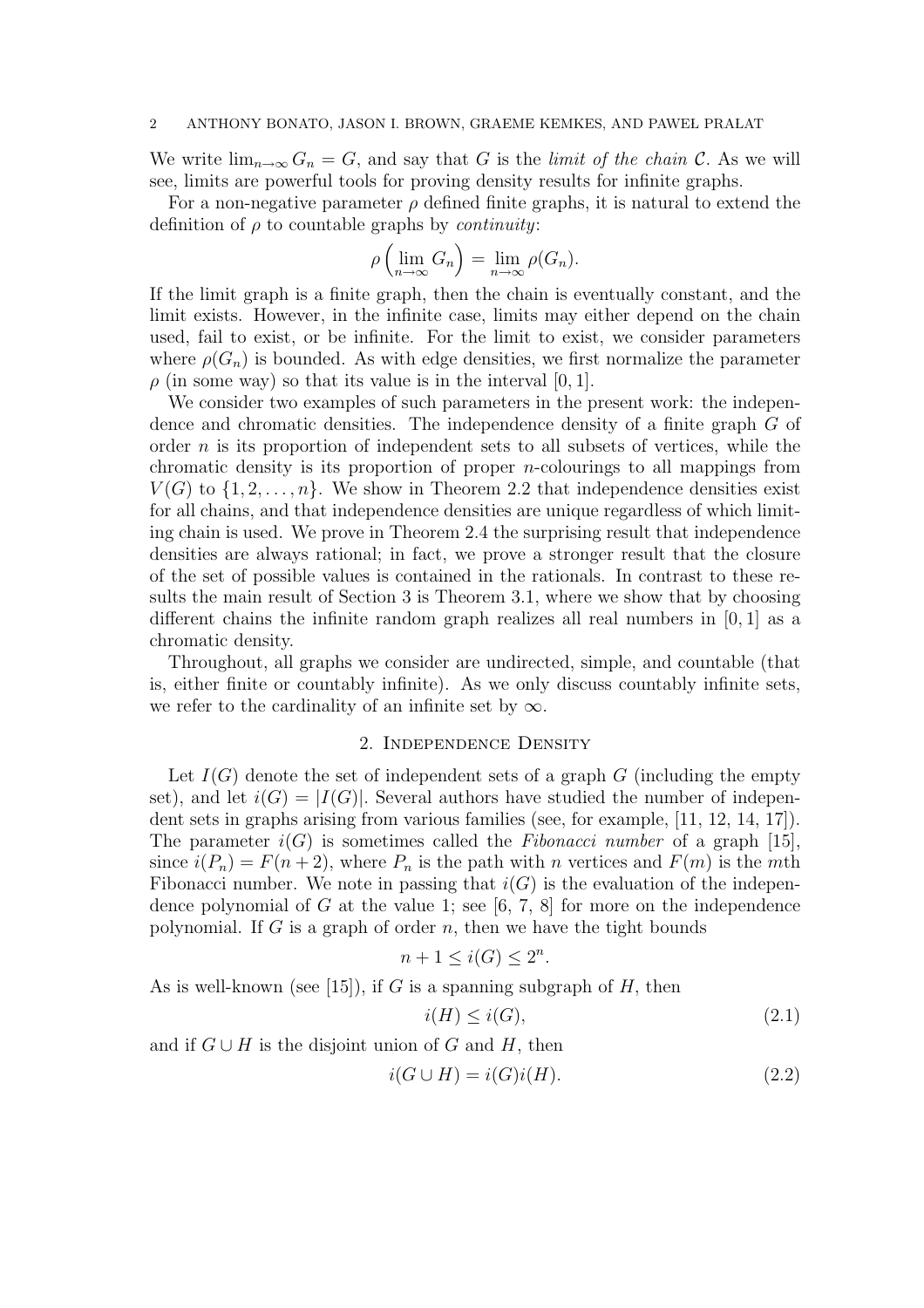We write $\lim_{n\to\infty} G_n = G$, and say that $G$ is the *limit of the chain* $\mathcal{C}$. As we will see, limits are powerful tools for proving density results for infinite graphs.

For a non-negative parameter $\rho$ defined finite graphs, it is natural to extend the definition of $\rho$ to countable graphs by *continuity*:

$$\rho\left(\lim_{n\to\infty} G_n\right) = \lim_{n\to\infty} \rho(G_n).$$

If the limit graph is a finite graph, then the chain is eventually constant, and the limit exists. However, in the infinite case, limits may either depend on the chain used, fail to exist, or be infinite. For the limit to exist, we consider parameters where $\rho(G_n)$ is bounded. As with edge densities, we first normalize the parameter $\rho$ (in some way) so that its value is in the interval $[0, 1]$.

We consider two examples of such parameters in the present work: the independence and chromatic densities. The independence density of a finite graph $G$ of order $n$ is its proportion of independent sets to all subsets of vertices, while the chromatic density is its proportion of proper $n$-colourings to all mappings from $V(G)$ to $\{1, 2, \ldots, n\}$. We show in Theorem 2.2 that independence densities exist for all chains, and that independence densities are unique regardless of which limiting chain is used. We prove in Theorem 2.4 the surprising result that independence densities are always rational; in fact, we prove a stronger result that the closure of the set of possible values is contained in the rationals. In contrast to these results the main result of Section 3 is Theorem 3.1, where we show that by choosing different chains the infinite random graph realizes all real numbers in $[0, 1]$ as a chromatic density.

Throughout, all graphs we consider are undirected, simple, and countable (that is, either finite or countably infinite). As we only discuss countably infinite sets, we refer to the cardinality of an infinite set by $\infty$.

## 2. Independence Density

Let $I(G)$ denote the set of independent sets of a graph $G$ (including the empty set), and let $i(G) = |I(G)|$. Several authors have studied the number of independent sets in graphs arising from various families (see, for example, [11, 12, 14, 17]). The parameter $i(G)$ is sometimes called the *Fibonacci number* of a graph [15], since $i(P_n) = F(n + 2)$, where $P_n$ is the path with $n$ vertices and $F(m)$ is the $m$th Fibonacci number. We note in passing that $i(G)$ is the evaluation of the independence polynomial of $G$ at the value 1; see [6, 7, 8] for more on the independence polynomial. If $G$ is a graph of order $n$, then we have the tight bounds

$$n + 1 \leq i(G) \leq 2^n.$$

As is well-known (see [15]), if $G$ is a spanning subgraph of $H$, then

$$i(H) \leq i(G), \tag{2.1}$$

and if $G \cup H$ is the disjoint union of $G$ and $H$, then

$$i(G \cup H) = i(G)i(H). \tag{2.2}$$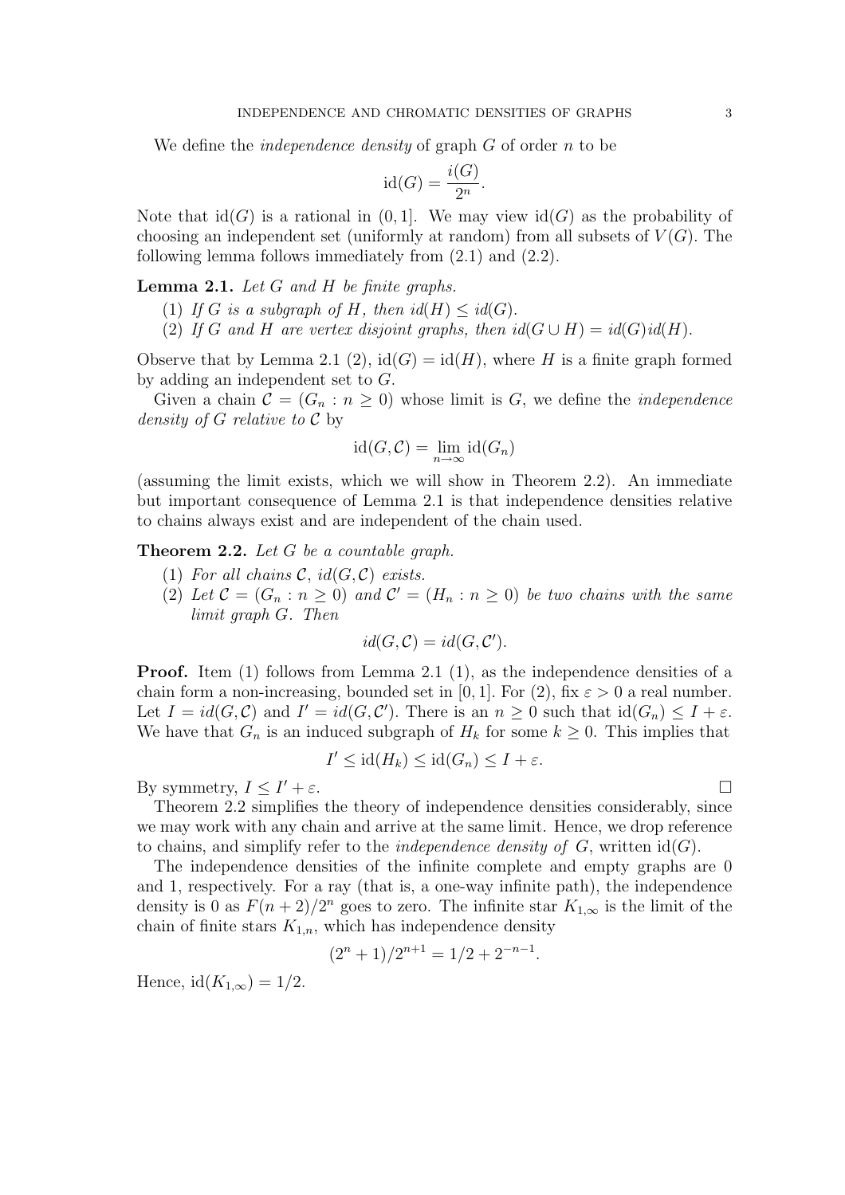We define the *independence density* of graph $G$ of order $n$ to be

$$\mathrm{id}(G) = \frac{i(G)}{2^n}.$$

Note that $\mathrm{id}(G)$ is a rational in $(0, 1]$. We may view $\mathrm{id}(G)$ as the probability of choosing an independent set (uniformly at random) from all subsets of $V(G)$. The following lemma follows immediately from (2.1) and (2.2).

**Lemma 2.1.** *Let $G$ and $H$ be finite graphs.*

1. *If $G$ is a subgraph of $H$, then $id(H) \leq id(G)$.*
2. *If $G$ and $H$ are vertex disjoint graphs, then $id(G \cup H) = id(G)id(H)$.*

Observe that by Lemma 2.1 (2), $\mathrm{id}(G) = \mathrm{id}(H)$, where $H$ is a finite graph formed by adding an independent set to $G$.

Given a chain $\mathcal{C} = (G_n : n \geq 0)$ whose limit is $G$, we define the *independence density of $G$ relative to $\mathcal{C}$* by

$$\mathrm{id}(G, \mathcal{C}) = \lim_{n \to \infty} \mathrm{id}(G_n)$$

(assuming the limit exists, which we will show in Theorem 2.2). An immediate but important consequence of Lemma 2.1 is that independence densities relative to chains always exist and are independent of the chain used.

**Theorem 2.2.** *Let $G$ be a countable graph.*

1. *For all chains $\mathcal{C}$, $id(G, \mathcal{C})$ exists.*
2. *Let $\mathcal{C} = (G_n : n \geq 0)$ and $\mathcal{C}' = (H_n : n \geq 0)$ be two chains with the same limit graph $G$. Then*

$$id(G, \mathcal{C}) = id(G, \mathcal{C}').$$

**Proof.** Item (1) follows from Lemma 2.1 (1), as the independence densities of a chain form a non-increasing, bounded set in $[0, 1]$. For (2), fix $\varepsilon > 0$ a real number. Let $I = id(G, \mathcal{C})$ and $I' = id(G, \mathcal{C}')$. There is an $n \geq 0$ such that $\mathrm{id}(G_n) \leq I + \varepsilon$. We have that $G_n$ is an induced subgraph of $H_k$ for some $k \geq 0$. This implies that

$$I' \leq \mathrm{id}(H_k) \leq \mathrm{id}(G_n) \leq I + \varepsilon.$$

By symmetry, $I \leq I' + \varepsilon$. □

Theorem 2.2 simplifies the theory of independence densities considerably, since we may work with any chain and arrive at the same limit. Hence, we drop reference to chains, and simplify refer to the *independence density of $G$*, written $\mathrm{id}(G)$.

The independence densities of the infinite complete and empty graphs are 0 and 1, respectively. For a ray (that is, a one-way infinite path), the independence density is 0 as $F(n+2)/2^n$ goes to zero. The infinite star $K_{1,\infty}$ is the limit of the chain of finite stars $K_{1,n}$, which has independence density

$$(2^n + 1)/2^{n+1} = 1/2 + 2^{-n-1}.$$

Hence, $\mathrm{id}(K_{1,\infty}) = 1/2$.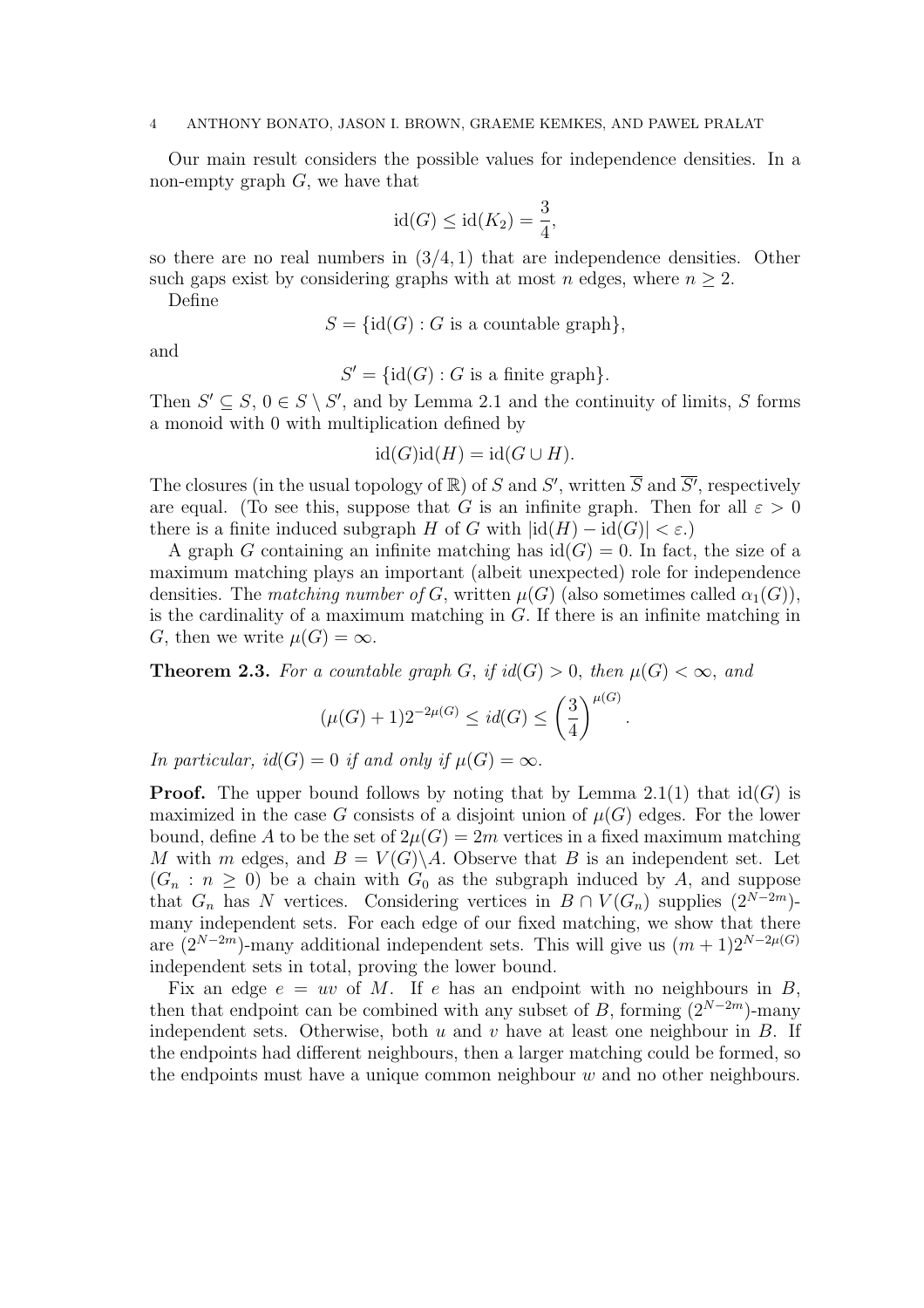Our main result considers the possible values for independence densities. In a non-empty graph $G$, we have that

$$\text{id}(G) \leq \text{id}(K_2) = \frac{3}{4},$$

so there are no real numbers in $(3/4, 1)$ that are independence densities. Other such gaps exist by considering graphs with at most $n$ edges, where $n \geq 2$.

Define

$$S = \{\text{id}(G) : G \text{ is a countable graph}\},$$

and

$$S' = \{\text{id}(G) : G \text{ is a finite graph}\}.$$

Then $S' \subseteq S$, $0 \in S \setminus S'$, and by Lemma 2.1 and the continuity of limits, $S$ forms a monoid with 0 with multiplication defined by

$$\text{id}(G)\text{id}(H) = \text{id}(G \cup H).$$

The closures (in the usual topology of $\mathbb{R}$) of $S$ and $S'$, written $\overline{S}$ and $\overline{S'}$, respectively are equal. (To see this, suppose that $G$ is an infinite graph. Then for all $\varepsilon > 0$ there is a finite induced subgraph $H$ of $G$ with $|\text{id}(H) - \text{id}(G)| < \varepsilon$.)

A graph $G$ containing an infinite matching has $\text{id}(G) = 0$. In fact, the size of a maximum matching plays an important (albeit unexpected) role for independence densities. The *matching number of* $G$, written $\mu(G)$ (also sometimes called $\alpha_1(G)$), is the cardinality of a maximum matching in $G$. If there is an infinite matching in $G$, then we write $\mu(G) = \infty$.

**Theorem 2.3.** *For a countable graph $G$, if $id(G) > 0$, then $\mu(G) < \infty$, and*

$$(\mu(G) + 1)2^{-2\mu(G)} \leq id(G) \leq \left(\frac{3}{4}\right)^{\mu(G)}.$$

*In particular, $id(G) = 0$ if and only if $\mu(G) = \infty$.*

**Proof.** The upper bound follows by noting that by Lemma 2.1(1) that $\text{id}(G)$ is maximized in the case $G$ consists of a disjoint union of $\mu(G)$ edges. For the lower bound, define $A$ to be the set of $2\mu(G) = 2m$ vertices in a fixed maximum matching $M$ with $m$ edges, and $B = V(G)\backslash A$. Observe that $B$ is an independent set. Let $(G_n : n \geq 0)$ be a chain with $G_0$ as the subgraph induced by $A$, and suppose that $G_n$ has $N$ vertices. Considering vertices in $B \cap V(G_n)$ supplies $(2^{N-2m})$-many independent sets. For each edge of our fixed matching, we show that there are $(2^{N-2m})$-many additional independent sets. This will give us $(m+1)2^{N-2\mu(G)}$ independent sets in total, proving the lower bound.

Fix an edge $e = uv$ of $M$. If $e$ has an endpoint with no neighbours in $B$, then that endpoint can be combined with any subset of $B$, forming $(2^{N-2m})$-many independent sets. Otherwise, both $u$ and $v$ have at least one neighbour in $B$. If the endpoints had different neighbours, then a larger matching could be formed, so the endpoints must have a unique common neighbour $w$ and no other neighbours.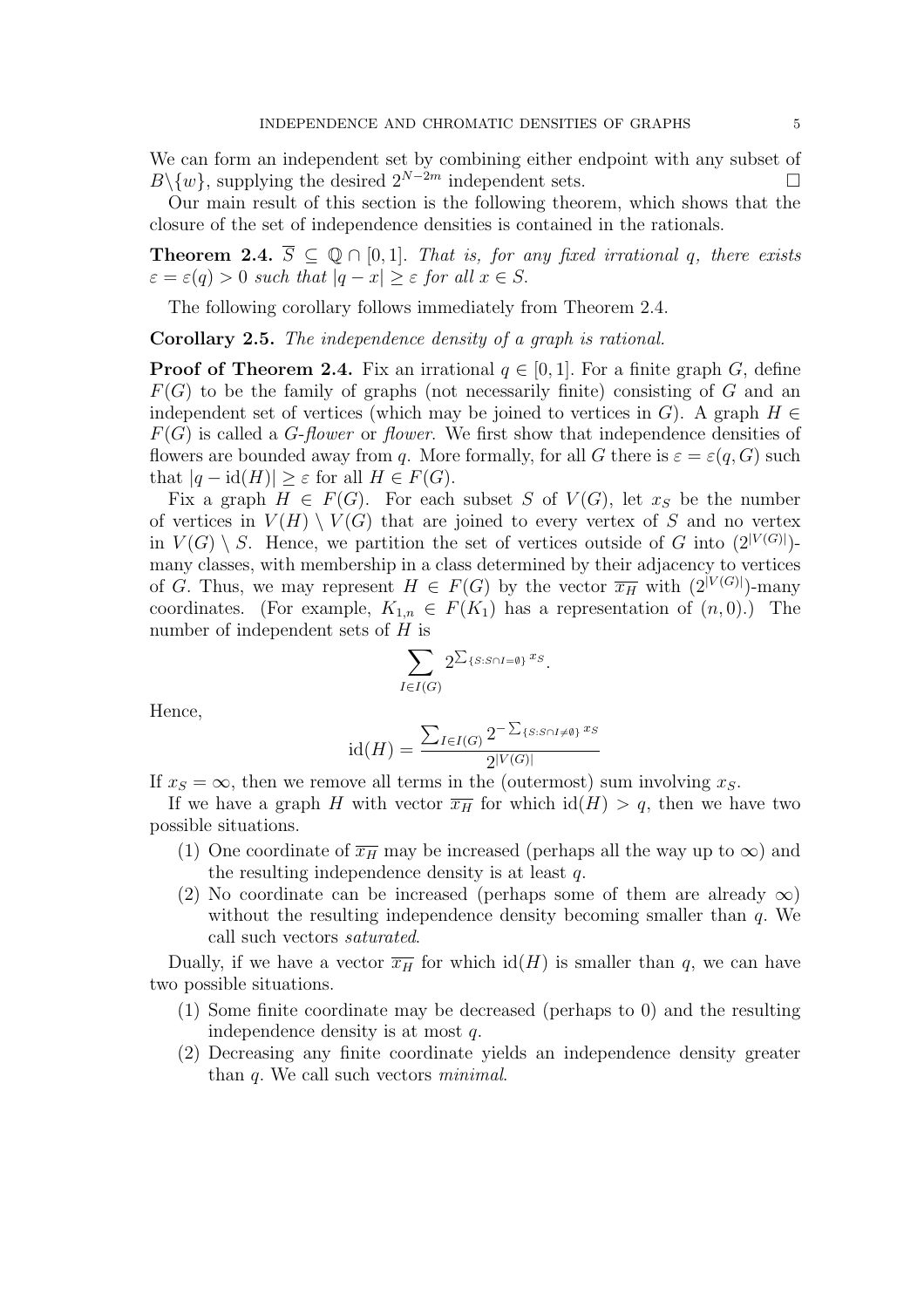We can form an independent set by combining either endpoint with any subset of $B \backslash \{w\}$, supplying the desired $2^{N-2m}$ independent sets. □

Our main result of this section is the following theorem, which shows that the closure of the set of independence densities is contained in the rationals.

**Theorem 2.4.** $\overline{S} \subseteq \mathbb{Q} \cap [0,1]$. *That is, for any fixed irrational $q$, there exists $\varepsilon = \varepsilon(q) > 0$ such that $|q - x| \geq \varepsilon$ for all $x \in S$.*

The following corollary follows immediately from Theorem 2.4.

**Corollary 2.5.** *The independence density of a graph is rational.*

**Proof of Theorem 2.4.** Fix an irrational $q \in [0,1]$. For a finite graph $G$, define $F(G)$ to be the family of graphs (not necessarily finite) consisting of $G$ and an independent set of vertices (which may be joined to vertices in $G$). A graph $H \in F(G)$ is called a $G$-*flower* or *flower*. We first show that independence densities of flowers are bounded away from $q$. More formally, for all $G$ there is $\varepsilon = \varepsilon(q, G)$ such that $|q - \mathrm{id}(H)| \geq \varepsilon$ for all $H \in F(G)$.

Fix a graph $H \in F(G)$. For each subset $S$ of $V(G)$, let $x_S$ be the number of vertices in $V(H) \setminus V(G)$ that are joined to every vertex of $S$ and no vertex in $V(G) \setminus S$. Hence, we partition the set of vertices outside of $G$ into $(2^{|V(G)|})$-many classes, with membership in a class determined by their adjacency to vertices of $G$. Thus, we may represent $H \in F(G)$ by the vector $\overline{x_H}$ with $(2^{|V(G)|})$-many coordinates. (For example, $K_{1,n} \in F(K_1)$ has a representation of $(n, 0)$.) The number of independent sets of $H$ is

$$\sum_{I \in I(G)} 2^{\sum_{\{S : S \cap I = \emptyset\}} x_S}.$$

Hence,

$$\mathrm{id}(H) = \frac{\sum_{I \in I(G)} 2^{-\sum_{\{S : S \cap I \neq \emptyset\}} x_S}}{2^{|V(G)|}}$$

If $x_S = \infty$, then we remove all terms in the (outermost) sum involving $x_S$.

If we have a graph $H$ with vector $\overline{x_H}$ for which $\mathrm{id}(H) > q$, then we have two possible situations.

1. One coordinate of $\overline{x_H}$ may be increased (perhaps all the way up to $\infty$) and the resulting independence density is at least $q$.
2. No coordinate can be increased (perhaps some of them are already $\infty$) without the resulting independence density becoming smaller than $q$. We call such vectors *saturated*.

Dually, if we have a vector $\overline{x_H}$ for which $\mathrm{id}(H)$ is smaller than $q$, we can have two possible situations.

1. Some finite coordinate may be decreased (perhaps to 0) and the resulting independence density is at most $q$.
2. Decreasing any finite coordinate yields an independence density greater than $q$. We call such vectors *minimal*.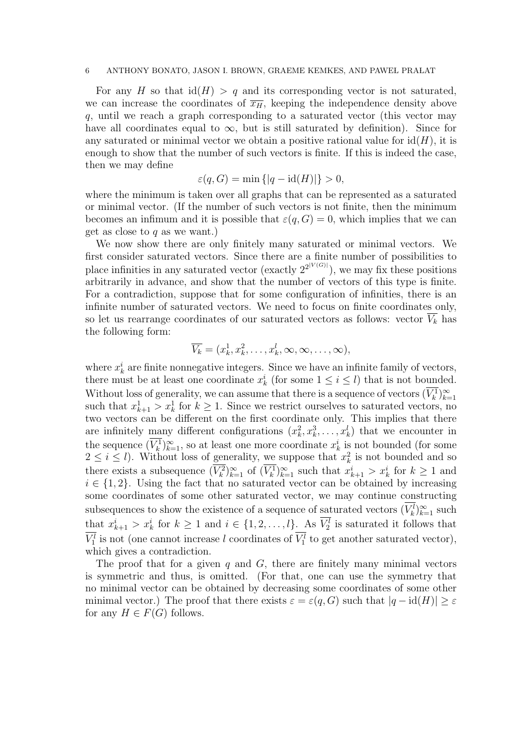For any $H$ so that $\mathrm{id}(H) > q$ and its corresponding vector is not saturated, we can increase the coordinates of $\overline{x_H}$, keeping the independence density above $q$, until we reach a graph corresponding to a saturated vector (this vector may have all coordinates equal to $\infty$, but is still saturated by definition). Since for any saturated or minimal vector we obtain a positive rational value for $\mathrm{id}(H)$, it is enough to show that the number of such vectors is finite. If this is indeed the case, then we may define

$$\varepsilon(q, G) = \min\{|q - \mathrm{id}(H)|\} > 0,$$

where the minimum is taken over all graphs that can be represented as a saturated or minimal vector. (If the number of such vectors is not finite, then the minimum becomes an infimum and it is possible that $\varepsilon(q, G) = 0$, which implies that we can get as close to $q$ as we want.)

We now show there are only finitely many saturated or minimal vectors. We first consider saturated vectors. Since there are a finite number of possibilities to place infinities in any saturated vector (exactly $2^{2^{|V(G)|}}$), we may fix these positions arbitrarily in advance, and show that the number of vectors of this type is finite. For a contradiction, suppose that for some configuration of infinities, there is an infinite number of saturated vectors. We need to focus on finite coordinates only, so let us rearrange coordinates of our saturated vectors as follows: vector $\overline{V_k}$ has the following form:

$$\overline{V_k} = (x_k^1, x_k^2, \ldots, x_k^l, \infty, \infty, \ldots, \infty),$$

where $x_k^i$ are finite nonnegative integers. Since we have an infinite family of vectors, there must be at least one coordinate $x_k^i$ (for some $1 \le i \le l$) that is not bounded. Without loss of generality, we can assume that there is a sequence of vectors $(\overline{V_k^1})_{k=1}^{\infty}$ such that $x_{k+1}^1 > x_k^1$ for $k \ge 1$. Since we restrict ourselves to saturated vectors, no two vectors can be different on the first coordinate only. This implies that there are infinitely many different configurations $(x_k^2, x_k^3, \ldots, x_k^l)$ that we encounter in the sequence $(\overline{V_k^1})_{k=1}^{\infty}$, so at least one more coordinate $x_k^i$ is not bounded (for some $2 \le i \le l$). Without loss of generality, we suppose that $x_k^2$ is not bounded and so there exists a subsequence $(\overline{V_k^2})_{k=1}^{\infty}$ of $(\overline{V_k^1})_{k=1}^{\infty}$ such that $x_{k+1}^i > x_k^i$ for $k \ge 1$ and $i \in \{1, 2\}$. Using the fact that no saturated vector can be obtained by increasing some coordinates of some other saturated vector, we may continue constructing subsequences to show the existence of a sequence of saturated vectors $(\overline{V_k^l})_{k=1}^{\infty}$ such that $x_{k+1}^i > x_k^i$ for $k \ge 1$ and $i \in \{1, 2, \ldots, l\}$. As $\overline{V_2^l}$ is saturated it follows that $\overline{V_1^l}$ is not (one cannot increase $l$ coordinates of $\overline{V_1^l}$ to get another saturated vector), which gives a contradiction.

The proof that for a given $q$ and $G$, there are finitely many minimal vectors is symmetric and thus, is omitted. (For that, one can use the symmetry that no minimal vector can be obtained by decreasing some coordinates of some other minimal vector.) The proof that there exists $\varepsilon = \varepsilon(q, G)$ such that $|q - \mathrm{id}(H)| \ge \varepsilon$ for any $H \in F(G)$ follows.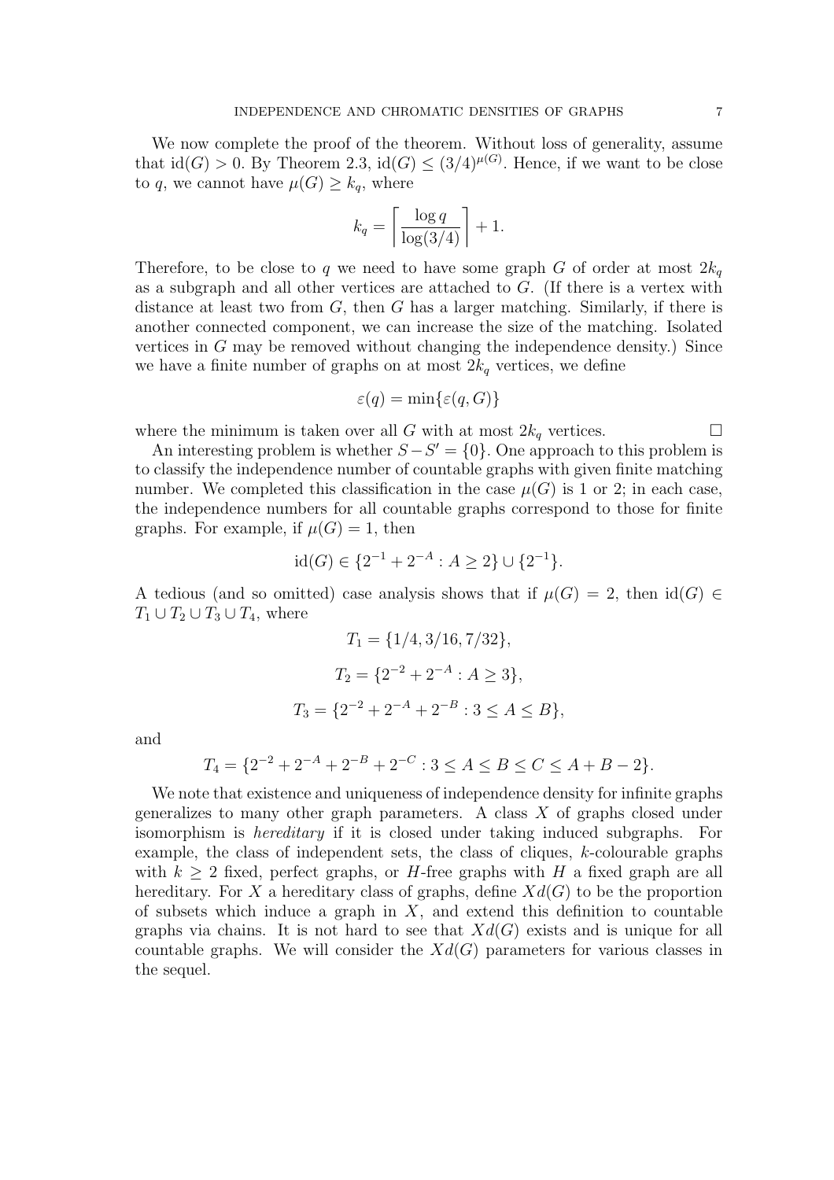We now complete the proof of the theorem. Without loss of generality, assume that $\mathrm{id}(G) > 0$. By Theorem 2.3, $\mathrm{id}(G) \leq (3/4)^{\mu(G)}$. Hence, if we want to be close to $q$, we cannot have $\mu(G) \geq k_q$, where

$$k_q = \left\lceil \frac{\log q}{\log(3/4)} \right\rceil + 1.$$

Therefore, to be close to $q$ we need to have some graph $G$ of order at most $2k_q$ as a subgraph and all other vertices are attached to $G$. (If there is a vertex with distance at least two from $G$, then $G$ has a larger matching. Similarly, if there is another connected component, we can increase the size of the matching. Isolated vertices in $G$ may be removed without changing the independence density.) Since we have a finite number of graphs on at most $2k_q$ vertices, we define

$$\varepsilon(q) = \min\{\varepsilon(q, G)\}$$

where the minimum is taken over all $G$ with at most $2k_q$ vertices. □

An interesting problem is whether $S - S' = \{0\}$. One approach to this problem is to classify the independence number of countable graphs with given finite matching number. We completed this classification in the case $\mu(G)$ is 1 or 2; in each case, the independence numbers for all countable graphs correspond to those for finite graphs. For example, if $\mu(G) = 1$, then

$$\mathrm{id}(G) \in \{2^{-1} + 2^{-A} : A \geq 2\} \cup \{2^{-1}\}.$$

A tedious (and so omitted) case analysis shows that if $\mu(G) = 2$, then $\mathrm{id}(G) \in T_1 \cup T_2 \cup T_3 \cup T_4$, where

$$T_1 = \{1/4, 3/16, 7/32\},$$

$$T_2 = \{2^{-2} + 2^{-A} : A \geq 3\},$$

$$T_3 = \{2^{-2} + 2^{-A} + 2^{-B} : 3 \leq A \leq B\},$$

and

$$T_4 = \{2^{-2} + 2^{-A} + 2^{-B} + 2^{-C} : 3 \leq A \leq B \leq C \leq A + B - 2\}.$$

We note that existence and uniqueness of independence density for infinite graphs generalizes to many other graph parameters. A class $X$ of graphs closed under isomorphism is *hereditary* if it is closed under taking induced subgraphs. For example, the class of independent sets, the class of cliques, $k$-colourable graphs with $k \geq 2$ fixed, perfect graphs, or $H$-free graphs with $H$ a fixed graph are all hereditary. For $X$ a hereditary class of graphs, define $Xd(G)$ to be the proportion of subsets which induce a graph in $X$, and extend this definition to countable graphs via chains. It is not hard to see that $Xd(G)$ exists and is unique for all countable graphs. We will consider the $Xd(G)$ parameters for various classes in the sequel.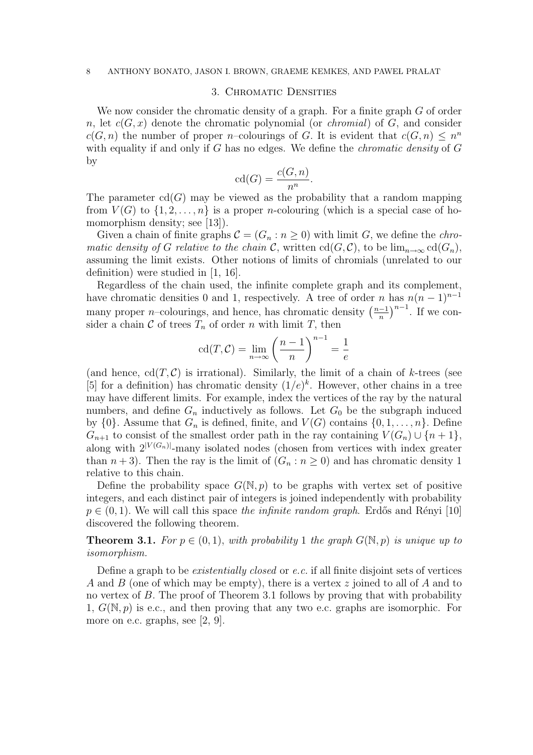## 3. Chromatic Densities

We now consider the chromatic density of a graph. For a finite graph $G$ of order $n$, let $c(G, x)$ denote the chromatic polynomial (or *chromial*) of $G$, and consider $c(G, n)$ the number of proper $n$–colourings of $G$. It is evident that $c(G, n) \leq n^n$ with equality if and only if $G$ has no edges. We define the *chromatic density* of $G$ by

$$\mathrm{cd}(G) = \frac{c(G, n)}{n^n}.$$

The parameter $\mathrm{cd}(G)$ may be viewed as the probability that a random mapping from $V(G)$ to $\{1, 2, \ldots, n\}$ is a proper $n$-colouring (which is a special case of homomorphism density; see [13]).

Given a chain of finite graphs $\mathcal{C} = (G_n : n \geq 0)$ with limit $G$, we define the *chromatic density of $G$ relative to the chain $\mathcal{C}$*, written $\mathrm{cd}(G, \mathcal{C})$, to be $\lim_{n\to\infty} \mathrm{cd}(G_n)$, assuming the limit exists. Other notions of limits of chromials (unrelated to our definition) were studied in [1, 16].

Regardless of the chain used, the infinite complete graph and its complement, have chromatic densities 0 and 1, respectively. A tree of order $n$ has $n(n-1)^{n-1}$ many proper $n$–colourings, and hence, has chromatic density $\left(\frac{n-1}{n}\right)^{n-1}$. If we consider a chain $\mathcal{C}$ of trees $T_n$ of order $n$ with limit $T$, then

$$\mathrm{cd}(T, \mathcal{C}) = \lim_{n\to\infty} \left(\frac{n-1}{n}\right)^{n-1} = \frac{1}{e}$$

(and hence, $\mathrm{cd}(T, \mathcal{C})$ is irrational). Similarly, the limit of a chain of $k$-trees (see [5] for a definition) has chromatic density $(1/e)^k$. However, other chains in a tree may have different limits. For example, index the vertices of the ray by the natural numbers, and define $G_n$ inductively as follows. Let $G_0$ be the subgraph induced by $\{0\}$. Assume that $G_n$ is defined, finite, and $V(G)$ contains $\{0, 1, \ldots, n\}$. Define $G_{n+1}$ to consist of the smallest order path in the ray containing $V(G_n) \cup \{n + 1\}$, along with $2^{|V(G_n)|}$-many isolated nodes (chosen from vertices with index greater than $n + 3$). Then the ray is the limit of $(G_n : n \geq 0)$ and has chromatic density 1 relative to this chain.

Define the probability space $G(\mathbb{N}, p)$ to be graphs with vertex set of positive integers, and each distinct pair of integers is joined independently with probability $p \in (0, 1)$. We will call this space *the infinite random graph*. Erdős and Rényi [10] discovered the following theorem.

**Theorem 3.1.** *For $p \in (0, 1)$, with probability 1 the graph $G(\mathbb{N}, p)$ is unique up to isomorphism.*

Define a graph to be *existentially closed* or *e.c.* if all finite disjoint sets of vertices $A$ and $B$ (one of which may be empty), there is a vertex $z$ joined to all of $A$ and to no vertex of $B$. The proof of Theorem 3.1 follows by proving that with probability 1, $G(\mathbb{N}, p)$ is e.c., and then proving that any two e.c. graphs are isomorphic. For more on e.c. graphs, see [2, 9].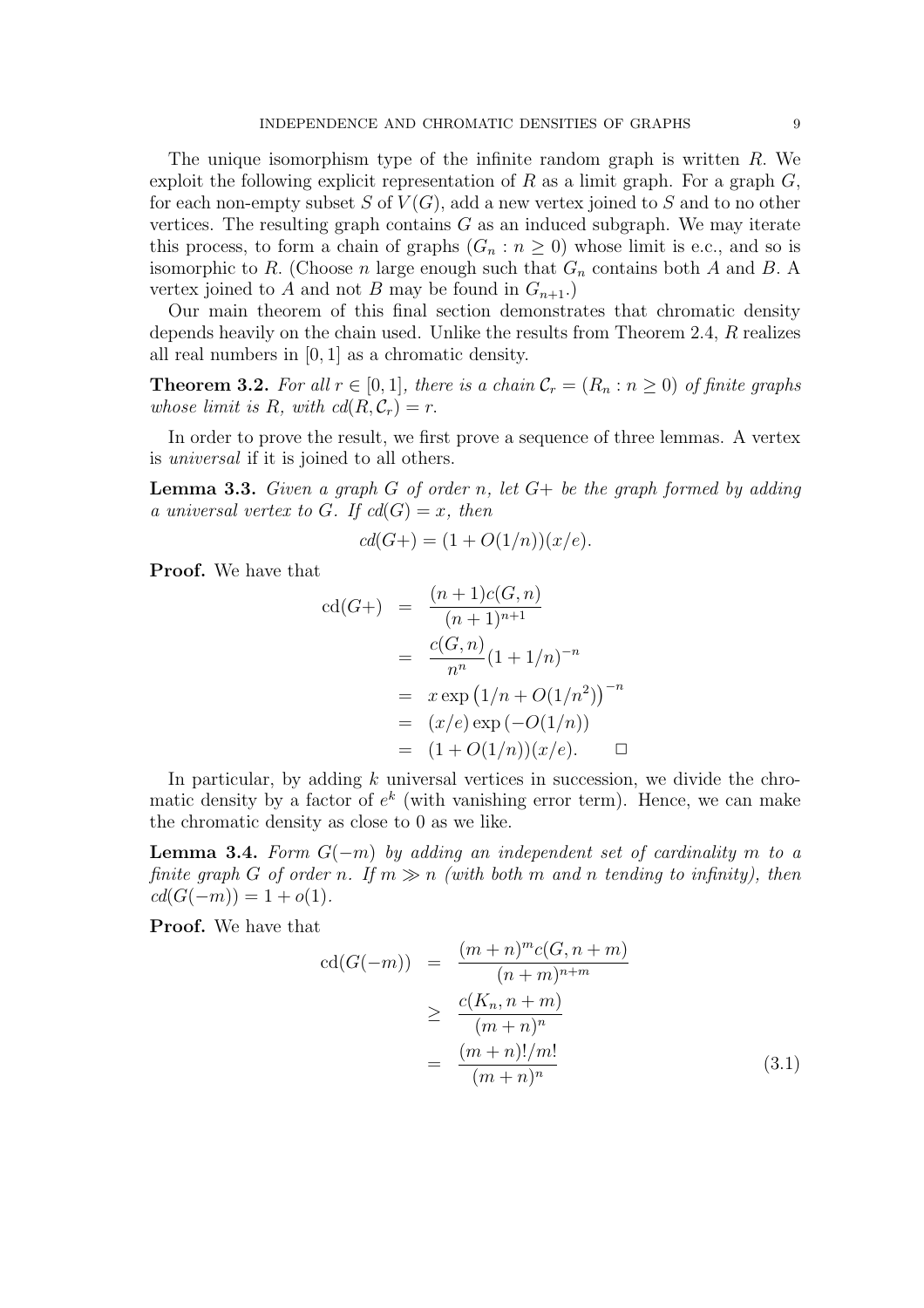The unique isomorphism type of the infinite random graph is written $R$. We exploit the following explicit representation of $R$ as a limit graph. For a graph $G$, for each non-empty subset $S$ of $V(G)$, add a new vertex joined to $S$ and to no other vertices. The resulting graph contains $G$ as an induced subgraph. We may iterate this process, to form a chain of graphs $(G_n : n \geq 0)$ whose limit is e.c., and so is isomorphic to $R$. (Choose $n$ large enough such that $G_n$ contains both $A$ and $B$. A vertex joined to $A$ and not $B$ may be found in $G_{n+1}$.)

Our main theorem of this final section demonstrates that chromatic density depends heavily on the chain used. Unlike the results from Theorem 2.4, $R$ realizes all real numbers in $[0, 1]$ as a chromatic density.

**Theorem 3.2.** *For all $r \in [0, 1]$, there is a chain $\mathcal{C}_r = (R_n : n \geq 0)$ of finite graphs whose limit is $R$, with $cd(R, \mathcal{C}_r) = r$.*

In order to prove the result, we first prove a sequence of three lemmas. A vertex is *universal* if it is joined to all others.

**Lemma 3.3.** *Given a graph $G$ of order $n$, let $G+$ be the graph formed by adding a universal vertex to $G$. If $cd(G) = x$, then*

$$cd(G+) = (1 + O(1/n))(x/e).$$

**Proof.** We have that

$$\begin{aligned}
\text{cd}(G+) &= \frac{(n+1)c(G,n)}{(n+1)^{n+1}} \\
&= \frac{c(G,n)}{n^n}(1 + 1/n)^{-n} \\
&= x \exp\left(1/n + O(1/n^2)\right)^{-n} \\
&= (x/e) \exp\left(-O(1/n)\right) \\
&= (1 + O(1/n))(x/e). \qquad \square
\end{aligned}$$

In particular, by adding $k$ universal vertices in succession, we divide the chromatic density by a factor of $e^k$ (with vanishing error term). Hence, we can make the chromatic density as close to 0 as we like.

**Lemma 3.4.** *Form $G(-m)$ by adding an independent set of cardinality $m$ to a finite graph $G$ of order $n$. If $m \gg n$ (with both $m$ and $n$ tending to infinity), then $cd(G(-m)) = 1 + o(1)$.*

**Proof.** We have that

$$\begin{aligned}
\text{cd}(G(-m)) &= \frac{(m+n)^m c(G, n+m)}{(n+m)^{n+m}} \\
&\geq \frac{c(K_n, n+m)}{(m+n)^n} \\
&= \frac{(m+n)!/m!}{(m+n)^n} \qquad (3.1)
\end{aligned}$$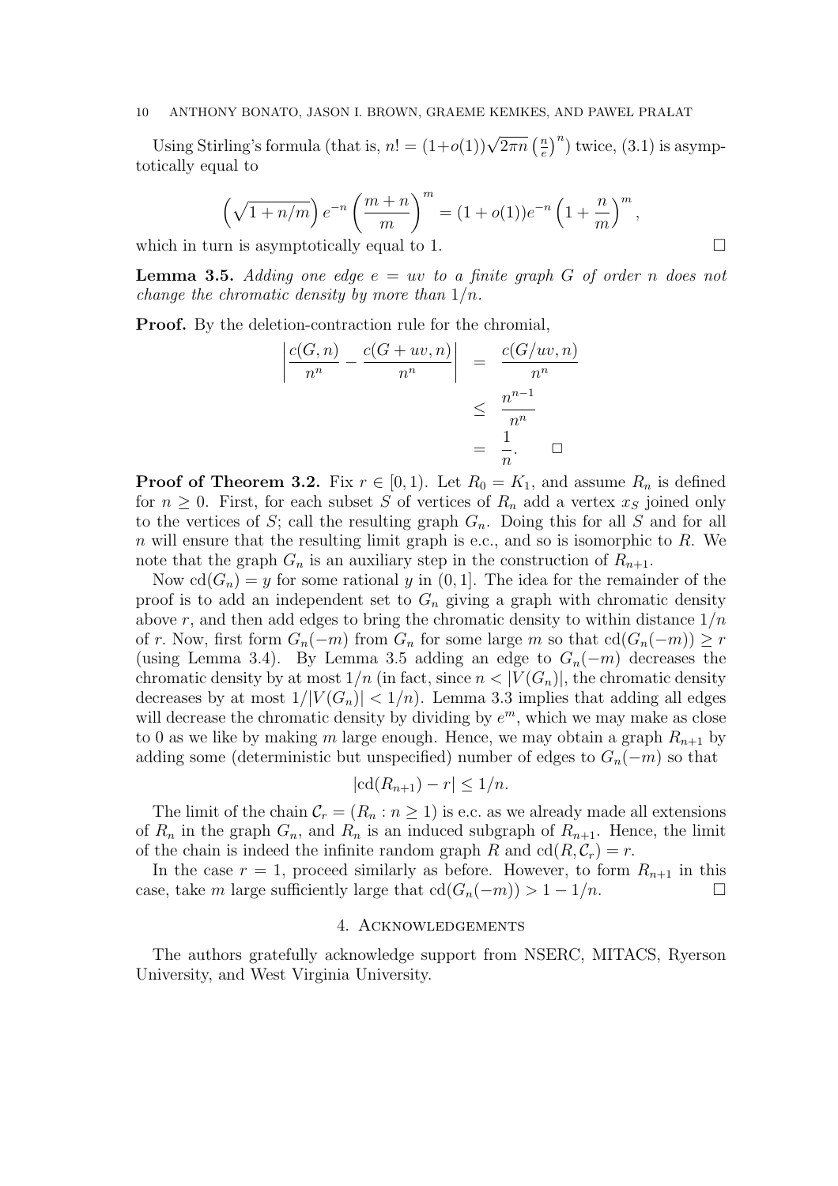Using Stirling's formula (that is, $n! = (1+o(1))\sqrt{2\pi n}\left(\frac{n}{e}\right)^n$) twice, (3.1) is asymptotically equal to

$$\left(\sqrt{1+n/m}\right)e^{-n}\left(\frac{m+n}{m}\right)^m = (1+o(1))e^{-n}\left(1+\frac{n}{m}\right)^m,$$

which in turn is asymptotically equal to 1. $\square$

**Lemma 3.5.** *Adding one edge $e = uv$ to a finite graph $G$ of order $n$ does not change the chromatic density by more than $1/n$.*

**Proof.** By the deletion-contraction rule for the chromial,

$$\begin{aligned}\left|\frac{c(G,n)}{n^n} - \frac{c(G+uv,n)}{n^n}\right| &= \frac{c(G/uv,n)}{n^n} \\ &\leq \frac{n^{n-1}}{n^n} \\ &= \frac{1}{n}. \quad \square\end{aligned}$$

**Proof of Theorem 3.2.** Fix $r \in [0,1)$. Let $R_0 = K_1$, and assume $R_n$ is defined for $n \geq 0$. First, for each subset $S$ of vertices of $R_n$ add a vertex $x_S$ joined only to the vertices of $S$; call the resulting graph $G_n$. Doing this for all $S$ and for all $n$ will ensure that the resulting limit graph is e.c., and so is isomorphic to $R$. We note that the graph $G_n$ is an auxiliary step in the construction of $R_{n+1}$.

Now $\mathrm{cd}(G_n) = y$ for some rational $y$ in $(0,1]$. The idea for the remainder of the proof is to add an independent set to $G_n$ giving a graph with chromatic density above $r$, and then add edges to bring the chromatic density to within distance $1/n$ of $r$. Now, first form $G_n(-m)$ from $G_n$ for some large $m$ so that $\mathrm{cd}(G_n(-m)) \geq r$ (using Lemma 3.4). By Lemma 3.5 adding an edge to $G_n(-m)$ decreases the chromatic density by at most $1/n$ (in fact, since $n < |V(G_n)|$, the chromatic density decreases by at most $1/|V(G_n)| < 1/n$). Lemma 3.3 implies that adding all edges will decrease the chromatic density by dividing by $e^m$, which we may make as close to 0 as we like by making $m$ large enough. Hence, we may obtain a graph $R_{n+1}$ by adding some (deterministic but unspecified) number of edges to $G_n(-m)$ so that

$$|\mathrm{cd}(R_{n+1}) - r| \leq 1/n.$$

The limit of the chain $\mathcal{C}_r = (R_n : n \geq 1)$ is e.c. as we already made all extensions of $R_n$ in the graph $G_n$, and $R_n$ is an induced subgraph of $R_{n+1}$. Hence, the limit of the chain is indeed the infinite random graph $R$ and $\mathrm{cd}(R, \mathcal{C}_r) = r$.

In the case $r = 1$, proceed similarly as before. However, to form $R_{n+1}$ in this case, take $m$ large sufficiently large that $\mathrm{cd}(G_n(-m)) > 1 - 1/n$. $\square$

## 4. Acknowledgements

The authors gratefully acknowledge support from NSERC, MITACS, Ryerson University, and West Virginia University.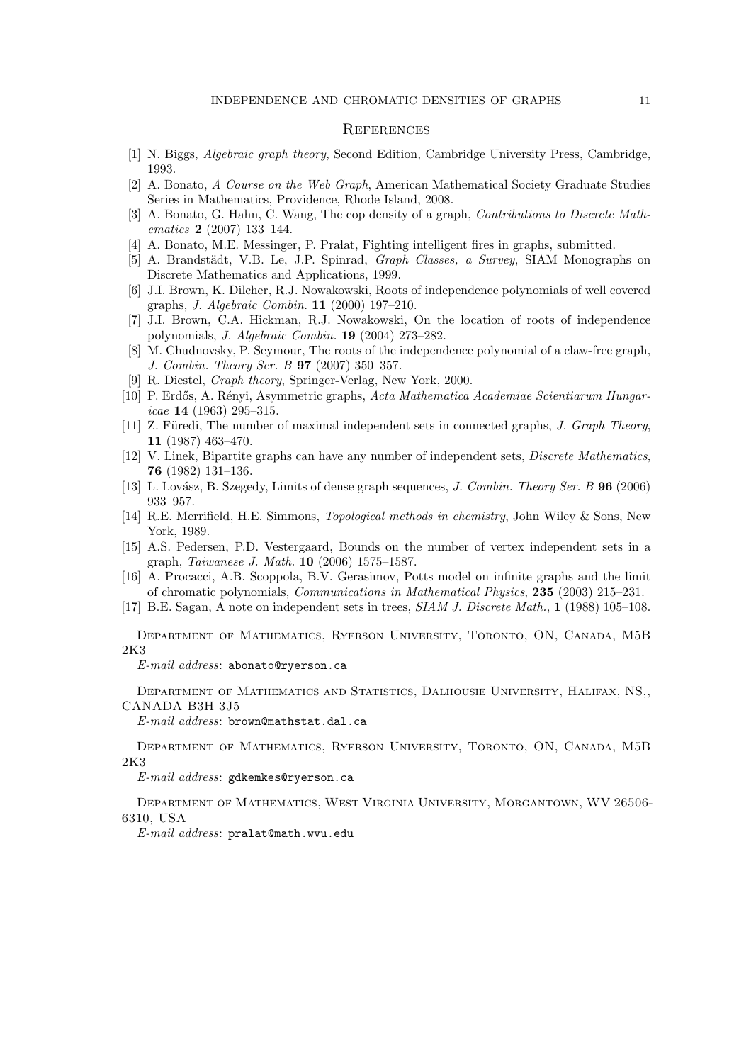## References

[1] N. Biggs, *Algebraic graph theory*, Second Edition, Cambridge University Press, Cambridge, 1993.

[2] A. Bonato, *A Course on the Web Graph*, American Mathematical Society Graduate Studies Series in Mathematics, Providence, Rhode Island, 2008.

[3] A. Bonato, G. Hahn, C. Wang, The cop density of a graph, *Contributions to Discrete Mathematics* **2** (2007) 133–144.

[4] A. Bonato, M.E. Messinger, P. Prałat, Fighting intelligent fires in graphs, submitted.

[5] A. Brandstädt, V.B. Le, J.P. Spinrad, *Graph Classes, a Survey*, SIAM Monographs on Discrete Mathematics and Applications, 1999.

[6] J.I. Brown, K. Dilcher, R.J. Nowakowski, Roots of independence polynomials of well covered graphs, *J. Algebraic Combin.* **11** (2000) 197–210.

[7] J.I. Brown, C.A. Hickman, R.J. Nowakowski, On the location of roots of independence polynomials, *J. Algebraic Combin.* **19** (2004) 273–282.

[8] M. Chudnovsky, P. Seymour, The roots of the independence polynomial of a claw-free graph, *J. Combin. Theory Ser. B* **97** (2007) 350–357.

[9] R. Diestel, *Graph theory*, Springer-Verlag, New York, 2000.

[10] P. Erdős, A. Rényi, Asymmetric graphs, *Acta Mathematica Academiae Scientiarum Hungaricae* **14** (1963) 295–315.

[11] Z. Füredi, The number of maximal independent sets in connected graphs, *J. Graph Theory*, **11** (1987) 463–470.

[12] V. Linek, Bipartite graphs can have any number of independent sets, *Discrete Mathematics*, **76** (1982) 131–136.

[13] L. Lovász, B. Szegedy, Limits of dense graph sequences, *J. Combin. Theory Ser. B* **96** (2006) 933–957.

[14] R.E. Merrifield, H.E. Simmons, *Topological methods in chemistry*, John Wiley & Sons, New York, 1989.

[15] A.S. Pedersen, P.D. Vestergaard, Bounds on the number of vertex independent sets in a graph, *Taiwanese J. Math.* **10** (2006) 1575–1587.

[16] A. Procacci, A.B. Scoppola, B.V. Gerasimov, Potts model on infinite graphs and the limit of chromatic polynomials, *Communications in Mathematical Physics*, **235** (2003) 215–231.

[17] B.E. Sagan, A note on independent sets in trees, *SIAM J. Discrete Math.*, **1** (1988) 105–108.

Department of Mathematics, Ryerson University, Toronto, ON, Canada, M5B 2K3

*E-mail address*: abonato@ryerson.ca

Department of Mathematics and Statistics, Dalhousie University, Halifax, NS,, CANADA B3H 3J5

*E-mail address*: brown@mathstat.dal.ca

Department of Mathematics, Ryerson University, Toronto, ON, Canada, M5B 2K3

*E-mail address*: gdkemkes@ryerson.ca

Department of Mathematics, West Virginia University, Morgantown, WV 26506-6310, USA

*E-mail address*: pralat@math.wvu.edu